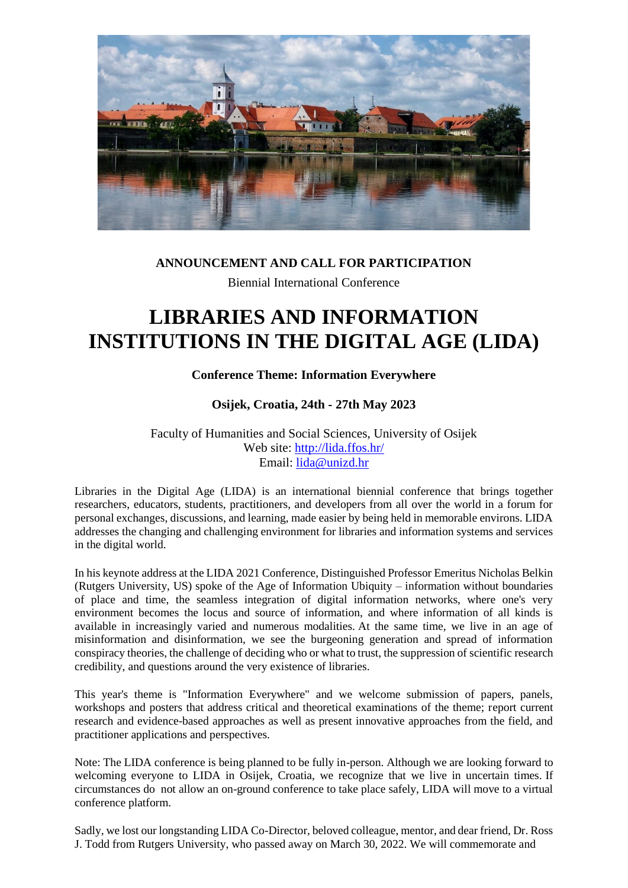**ANNOUNCEMENT AND CALL FOR PARTICIPATION**

Biennial International Conference

# LIBRARIES AND INFORMATION INSTITUTIONS IN THE DIGITAL AGE (LIDA)

**Conference Theme: Information Everywhere**

**Osijek, Croatia, 24th - 27th May 2023**

Faculty of Humanities and Social Sciences, University of Osijek
Web site: http://lida.ffos.hr/
Email: lida@unizd.hr

Libraries in the Digital Age (LIDA) is an international biennial conference that brings together researchers, educators, students, practitioners, and developers from all over the world in a forum for personal exchanges, discussions, and learning, made easier by being held in memorable environs. LIDA addresses the changing and challenging environment for libraries and information systems and services in the digital world.

In his keynote address at the LIDA 2021 Conference, Distinguished Professor Emeritus Nicholas Belkin (Rutgers University, US) spoke of the Age of Information Ubiquity – information without boundaries of place and time, the seamless integration of digital information networks, where one's very environment becomes the locus and source of information, and where information of all kinds is available in increasingly varied and numerous modalities. At the same time, we live in an age of misinformation and disinformation, we see the burgeoning generation and spread of information conspiracy theories, the challenge of deciding who or what to trust, the suppression of scientific research credibility, and questions around the very existence of libraries.

This year's theme is "Information Everywhere" and we welcome submission of papers, panels, workshops and posters that address critical and theoretical examinations of the theme; report current research and evidence-based approaches as well as present innovative approaches from the field, and practitioner applications and perspectives.

Note: The LIDA conference is being planned to be fully in-person. Although we are looking forward to welcoming everyone to LIDA in Osijek, Croatia, we recognize that we live in uncertain times. If circumstances do not allow an on-ground conference to take place safely, LIDA will move to a virtual conference platform.

Sadly, we lost our longstanding LIDA Co-Director, beloved colleague, mentor, and dear friend, Dr. Ross J. Todd from Rutgers University, who passed away on March 30, 2022. We will commemorate and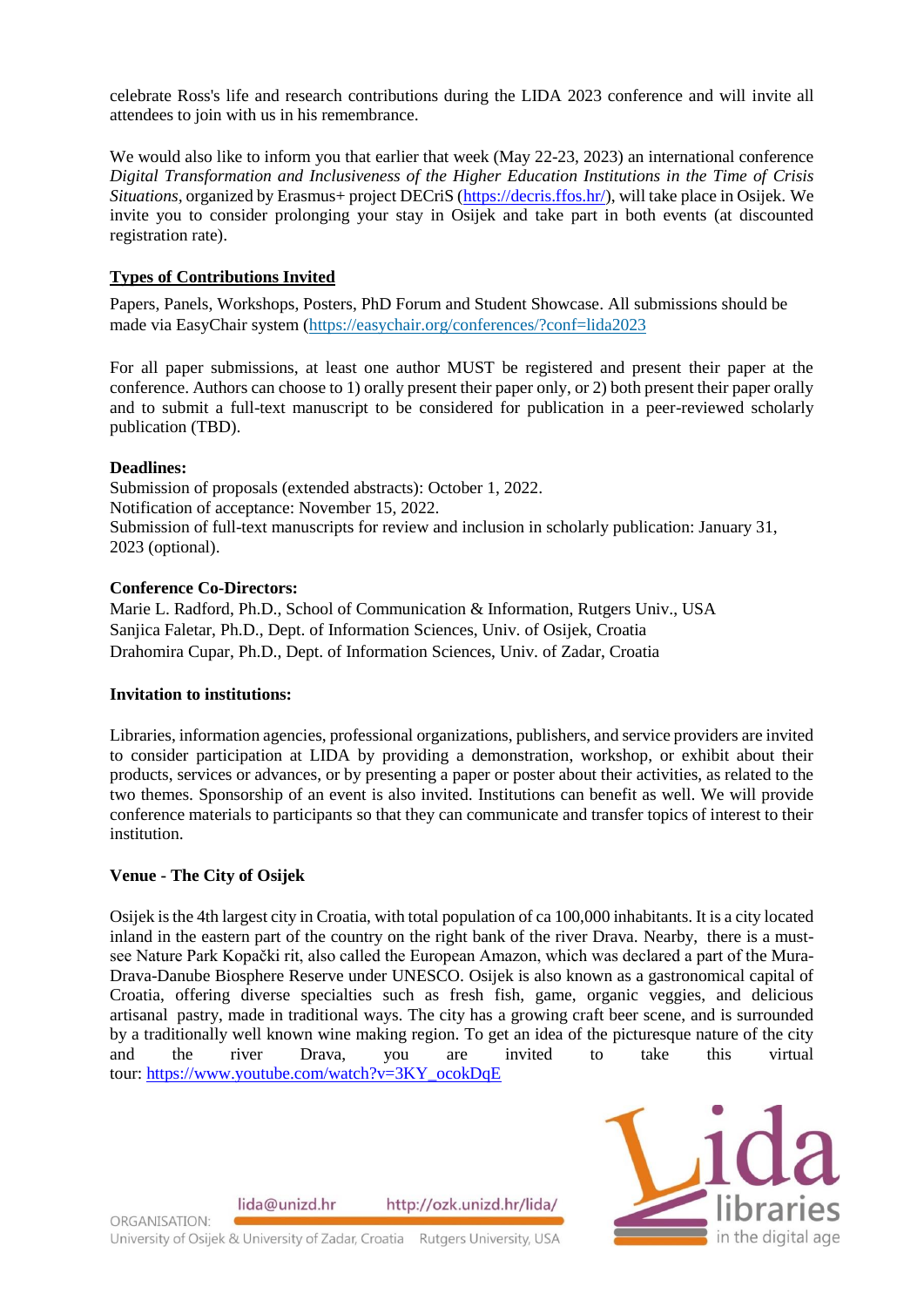celebrate Ross's life and research contributions during the LIDA 2023 conference and will invite all attendees to join with us in his remembrance.

We would also like to inform you that earlier that week (May 22-23, 2023) an international conference *Digital Transformation and Inclusiveness of the Higher Education Institutions in the Time of Crisis Situations*, organized by Erasmus+ project DECriS (https://decris.ffos.hr/), will take place in Osijek. We invite you to consider prolonging your stay in Osijek and take part in both events (at discounted registration rate).

## Types of Contributions Invited

Papers, Panels, Workshops, Posters, PhD Forum and Student Showcase. All submissions should be made via EasyChair system (https://easychair.org/conferences/?conf=lida2023

For all paper submissions, at least one author MUST be registered and present their paper at the conference. Authors can choose to 1) orally present their paper only, or 2) both present their paper orally and to submit a full-text manuscript to be considered for publication in a peer-reviewed scholarly publication (TBD).

**Deadlines:**

Submission of proposals (extended abstracts): October 1, 2022.
Notification of acceptance: November 15, 2022.
Submission of full-text manuscripts for review and inclusion in scholarly publication: January 31, 2023 (optional).

**Conference Co-Directors:**

Marie L. Radford, Ph.D., School of Communication & Information, Rutgers Univ., USA
Sanjica Faletar, Ph.D., Dept. of Information Sciences, Univ. of Osijek, Croatia
Drahomira Cupar, Ph.D., Dept. of Information Sciences, Univ. of Zadar, Croatia

**Invitation to institutions:**

Libraries, information agencies, professional organizations, publishers, and service providers are invited to consider participation at LIDA by providing a demonstration, workshop, or exhibit about their products, services or advances, or by presenting a paper or poster about their activities, as related to the two themes. Sponsorship of an event is also invited. Institutions can benefit as well. We will provide conference materials to participants so that they can communicate and transfer topics of interest to their institution.

**Venue - The City of Osijek**

Osijek is the 4th largest city in Croatia, with total population of ca 100,000 inhabitants. It is a city located inland in the eastern part of the country on the right bank of the river Drava. Nearby, there is a must-see Nature Park Kopački rit, also called the European Amazon, which was declared a part of the Mura-Drava-Danube Biosphere Reserve under UNESCO. Osijek is also known as a gastronomical capital of Croatia, offering diverse specialties such as fresh fish, game, organic veggies, and delicious artisanal pastry, made in traditional ways. The city has a growing craft beer scene, and is surrounded by a traditionally well known wine making region. To get an idea of the picturesque nature of the city and the river Drava, you are invited to take this virtual tour: https://www.youtube.com/watch?v=3KY_ocokDqE

lida@unizd.hr http://ozk.unizd.hr/lida/

ORGANISATION:
University of Osijek & University of Zadar, Croatia Rutgers University, USA

Lida libraries in the digital age